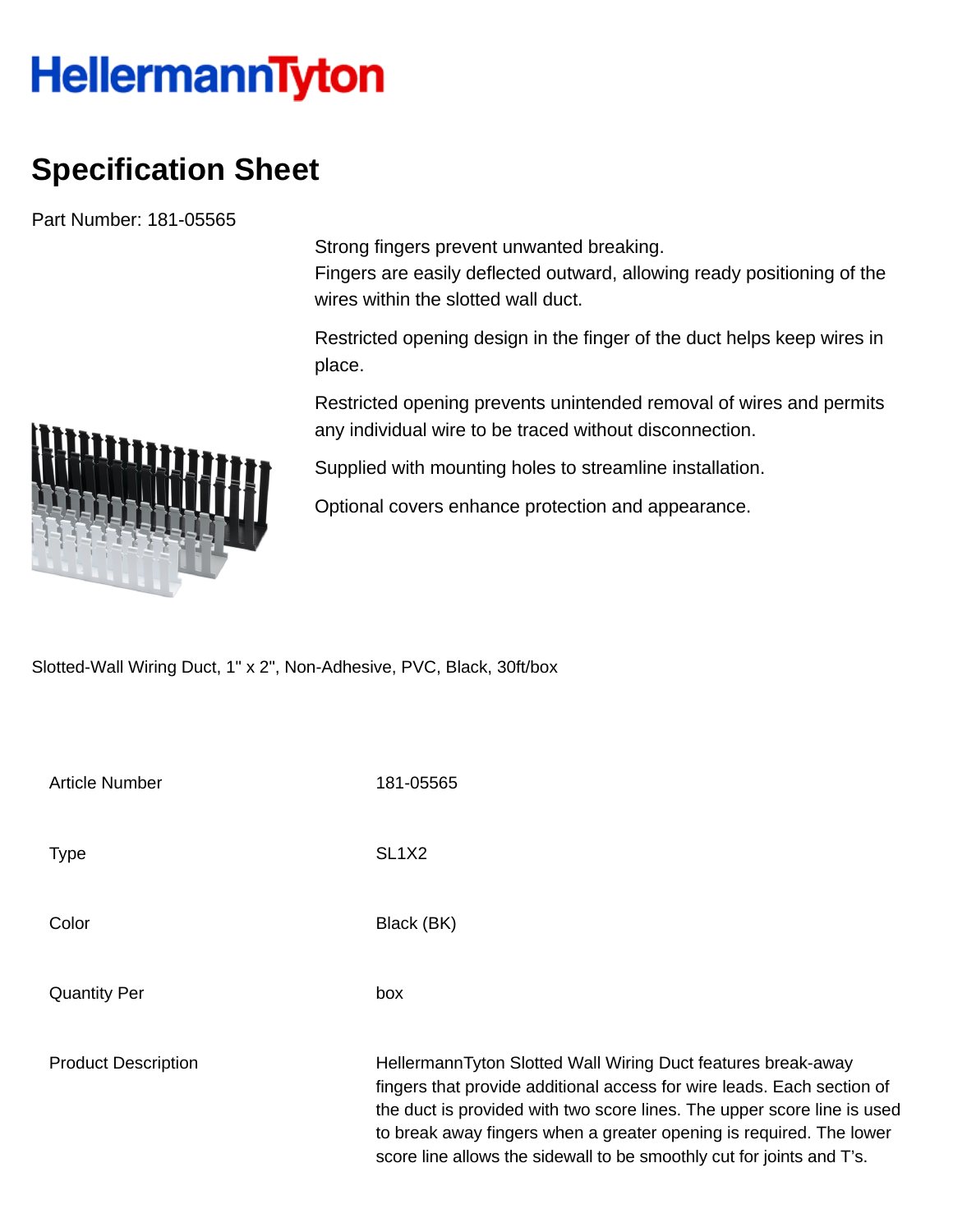HellermannTyton

# Specification Sheet

Part Number: 181-05565

Strong fingers prevent unwanted breaking.
Fingers are easily deflected outward, allowing ready positioning of the wires within the slotted wall duct.

Restricted opening design in the finger of the duct helps keep wires in place.

Restricted opening prevents unintended removal of wires and permits any individual wire to be traced without disconnection.

Supplied with mounting holes to streamline installation.

Optional covers enhance protection and appearance.

Slotted-Wall Wiring Duct, 1" x 2", Non-Adhesive, PVC, Black, 30ft/box

| | |
|---|---|
| Article Number | 181-05565 |
| Type | SL1X2 |
| Color | Black (BK) |
| Quantity Per | box |
| Product Description | HellermannTyton Slotted Wall Wiring Duct features break-away fingers that provide additional access for wire leads. Each section of the duct is provided with two score lines. The upper score line is used to break away fingers when a greater opening is required. The lower score line allows the sidewall to be smoothly cut for joints and T's. |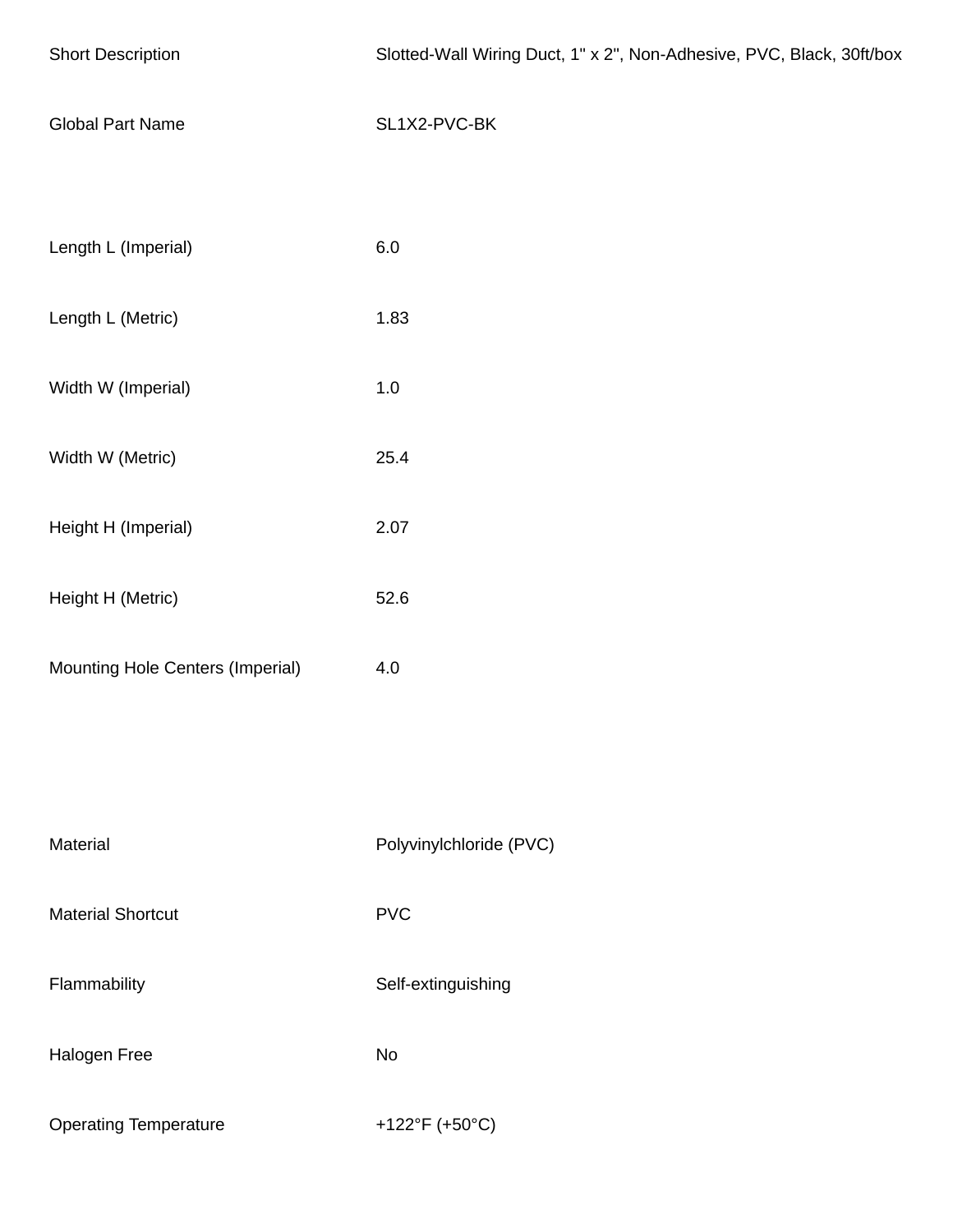| | |
|---|---|
| Short Description | Slotted-Wall Wiring Duct, 1" x 2", Non-Adhesive, PVC, Black, 30ft/box |
| Global Part Name | SL1X2-PVC-BK |

| | |
|---|---|
| Length L (Imperial) | 6.0 |
| Length L (Metric) | 1.83 |
| Width W (Imperial) | 1.0 |
| Width W (Metric) | 25.4 |
| Height H (Imperial) | 2.07 |
| Height H (Metric) | 52.6 |
| Mounting Hole Centers (Imperial) | 4.0 |

| | |
|---|---|
| Material | Polyvinylchloride (PVC) |
| Material Shortcut | PVC |
| Flammability | Self-extinguishing |
| Halogen Free | No |
| Operating Temperature | +122°F (+50°C) |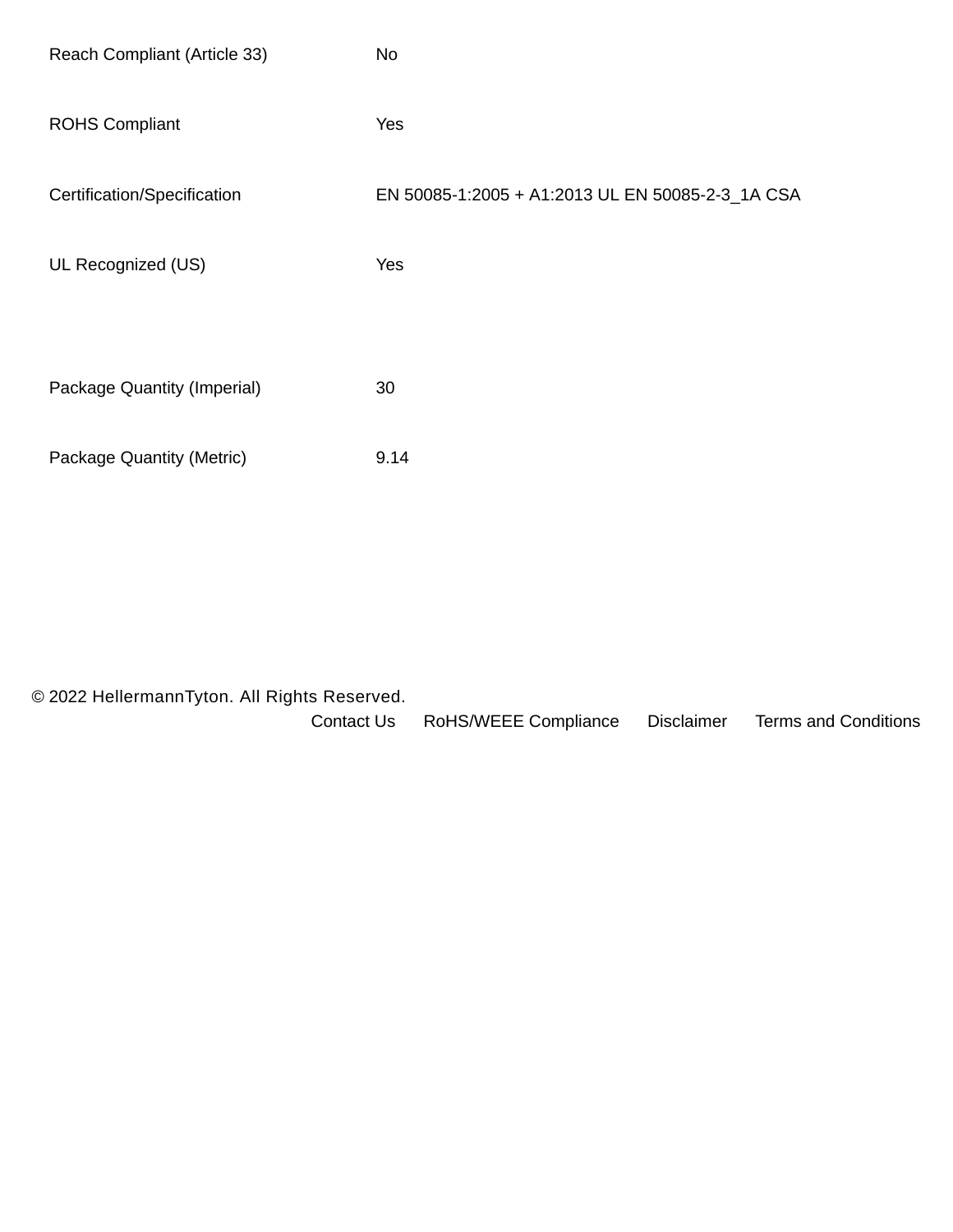| | |
|---|---|
| Reach Compliant (Article 33) | No |
| ROHS Compliant | Yes |
| Certification/Specification | EN 50085-1:2005 + A1:2013 UL EN 50085-2-3_1A CSA |
| UL Recognized (US) | Yes |

| | |
|---|---|
| Package Quantity (Imperial) | 30 |
| Package Quantity (Metric) | 9.14 |

© 2022 HellermannTyton. All Rights Reserved.

Contact Us RoHS/WEEE Compliance Disclaimer Terms and Conditions